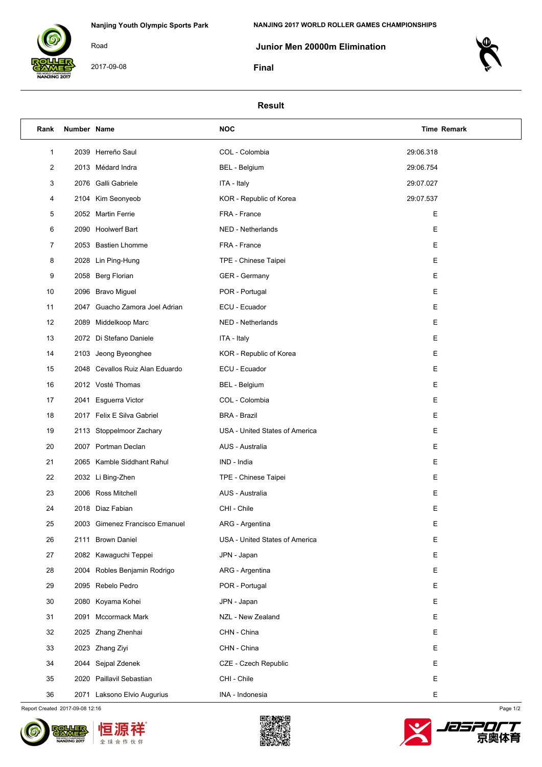Nanjing Youth Olympic Sports Park

Road

2017-09-08

NANJING 2017 WORLD ROLLER GAMES CHAMPIONSHIPS

## Junior Men 20000m Elimination

### Final

### Result

| Rank | Number | Name | NOC | Time | Remark |
|---|---|---|---|---|---|
| 1 | 2039 | Herreño Saul | COL - Colombia | 29:06.318 | |
| 2 | 2013 | Médard Indra | BEL - Belgium | 29:06.754 | |
| 3 | 2076 | Galli Gabriele | ITA - Italy | 29:07.027 | |
| 4 | 2104 | Kim Seonyeob | KOR - Republic of Korea | 29:07.537 | |
| 5 | 2052 | Martin Ferrie | FRA - France | E | |
| 6 | 2090 | Hoolwerf Bart | NED - Netherlands | E | |
| 7 | 2053 | Bastien Lhomme | FRA - France | E | |
| 8 | 2028 | Lin Ping-Hung | TPE - Chinese Taipei | E | |
| 9 | 2058 | Berg Florian | GER - Germany | E | |
| 10 | 2096 | Bravo Miguel | POR - Portugal | E | |
| 11 | 2047 | Guacho Zamora Joel Adrian | ECU - Ecuador | E | |
| 12 | 2089 | Middelkoop Marc | NED - Netherlands | E | |
| 13 | 2072 | Di Stefano Daniele | ITA - Italy | E | |
| 14 | 2103 | Jeong Byeonghee | KOR - Republic of Korea | E | |
| 15 | 2048 | Cevallos Ruiz Alan Eduardo | ECU - Ecuador | E | |
| 16 | 2012 | Vosté Thomas | BEL - Belgium | E | |
| 17 | 2041 | Esguerra Victor | COL - Colombia | E | |
| 18 | 2017 | Felix E Silva Gabriel | BRA - Brazil | E | |
| 19 | 2113 | Stoppelmoor Zachary | USA - United States of America | E | |
| 20 | 2007 | Portman Declan | AUS - Australia | E | |
| 21 | 2065 | Kamble Siddhant Rahul | IND - India | E | |
| 22 | 2032 | Li Bing-Zhen | TPE - Chinese Taipei | E | |
| 23 | 2006 | Ross Mitchell | AUS - Australia | E | |
| 24 | 2018 | Diaz Fabian | CHI - Chile | E | |
| 25 | 2003 | Gimenez Francisco Emanuel | ARG - Argentina | E | |
| 26 | 2111 | Brown Daniel | USA - United States of America | E | |
| 27 | 2082 | Kawaguchi Teppei | JPN - Japan | E | |
| 28 | 2004 | Robles Benjamin Rodrigo | ARG - Argentina | E | |
| 29 | 2095 | Rebelo Pedro | POR - Portugal | E | |
| 30 | 2080 | Koyama Kohei | JPN - Japan | E | |
| 31 | 2091 | Mccormack Mark | NZL - New Zealand | E | |
| 32 | 2025 | Zhang Zhenhai | CHN - China | E | |
| 33 | 2023 | Zhang Ziyi | CHN - China | E | |
| 34 | 2044 | Sejpal Zdenek | CZE - Czech Republic | E | |
| 35 | 2020 | Paillavil Sebastian | CHI - Chile | E | |
| 36 | 2071 | Laksono Elvio Augurius | INA - Indonesia | E | |

Report Created 2017-09-08 12:16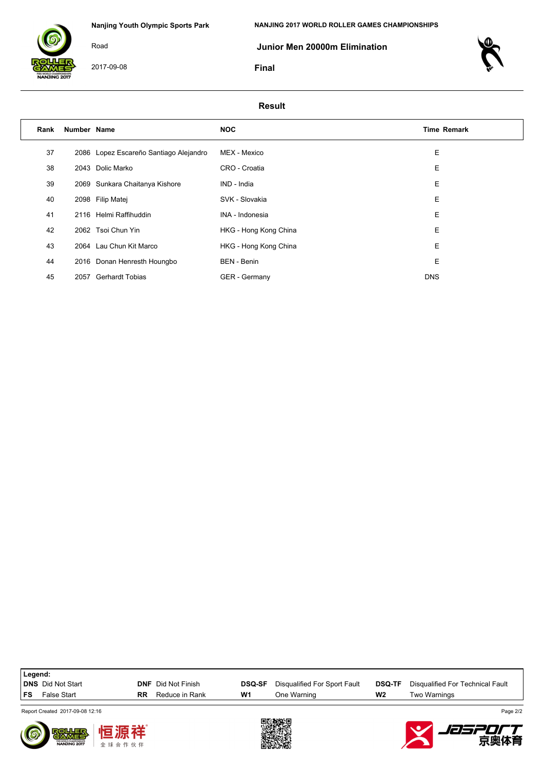Nanjing Youth Olympic Sports Park

Road

2017-09-08

NANJING 2017 WORLD ROLLER GAMES CHAMPIONSHIPS

## Junior Men 20000m Elimination

### Final

### Result

| Rank | Number | Name | NOC | Time | Remark |
|---|---|---|---|---|---|
| 37 | 2086 | Lopez Escareño Santiago Alejandro | MEX - Mexico | | E |
| 38 | 2043 | Dolic Marko | CRO - Croatia | | E |
| 39 | 2069 | Sunkara Chaitanya Kishore | IND - India | | E |
| 40 | 2098 | Filip Matej | SVK - Slovakia | | E |
| 41 | 2116 | Helmi Raffihuddin | INA - Indonesia | | E |
| 42 | 2062 | Tsoi Chun Yin | HKG - Hong Kong China | | E |
| 43 | 2064 | Lau Chun Kit Marco | HKG - Hong Kong China | | E |
| 44 | 2016 | Donan Henresth Houngbo | BEN - Benin | | E |
| 45 | 2057 | Gerhardt Tobias | GER - Germany | | DNS |

**Legend:**

| | | | | | | | |
|---|---|---|---|---|---|---|---|
| **DNS** | Did Not Start | **DNF** | Did Not Finish | **DSQ-SF** | Disqualified For Sport Fault | **DSQ-TF** | Disqualified For Technical Fault |
| **FS** | False Start | **RR** | Reduce in Rank | **W1** | One Warning | **W2** | Two Warnings |

Report Created 2017-09-08 12:16